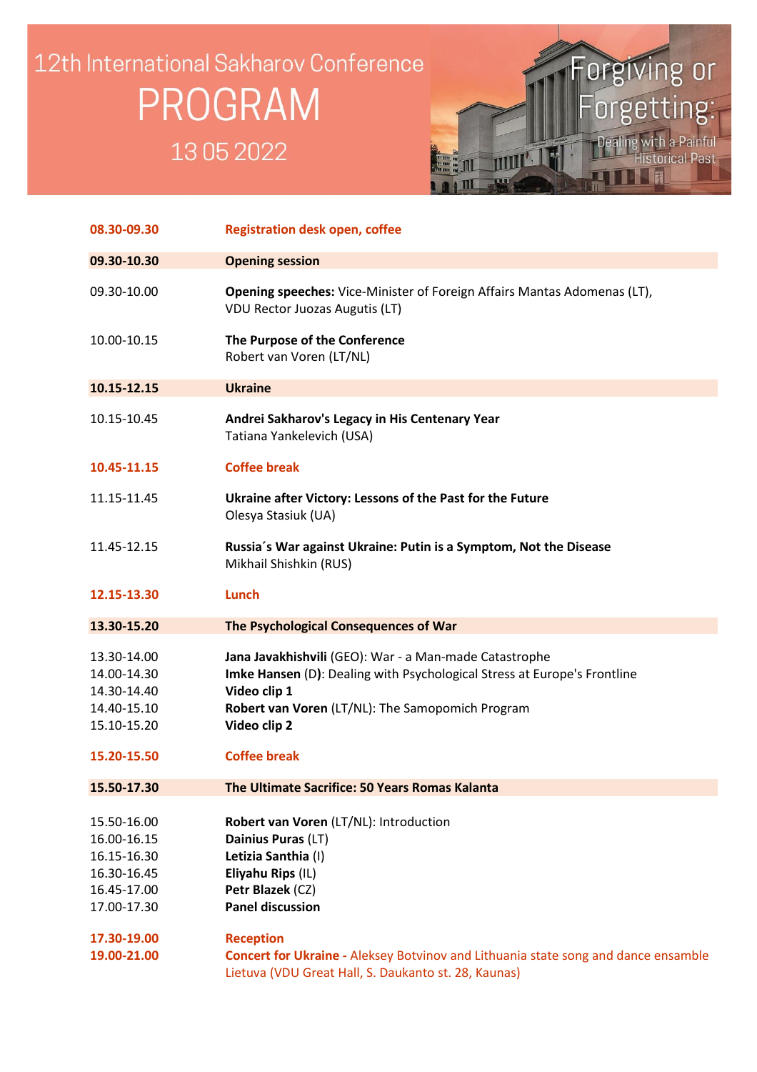# 12th International Sakharov Conference

# PROGRAM

## 13 05 2022

**Forgiving or Forgetting:** Dealing with a Painful Historical Past

| | |
|---|---|
| **08.30-09.30** | **Registration desk open, coffee** |
| **09.30-10.30** | **Opening session** |
| 09.30-10.00 | **Opening speeches:** Vice-Minister of Foreign Affairs Mantas Adomenas (LT), VDU Rector Juozas Augutis (LT) |
| 10.00-10.15 | **The Purpose of the Conference**<br>Robert van Voren (LT/NL) |
| **10.15-12.15** | **Ukraine** |
| 10.15-10.45 | **Andrei Sakharov's Legacy in His Centenary Year**<br>Tatiana Yankelevich (USA) |
| **10.45-11.15** | **Coffee break** |
| 11.15-11.45 | **Ukraine after Victory: Lessons of the Past for the Future**<br>Olesya Stasiuk (UA) |
| 11.45-12.15 | **Russia´s War against Ukraine: Putin is a Symptom, Not the Disease**<br>Mikhail Shishkin (RUS) |
| **12.15-13.30** | **Lunch** |
| **13.30-15.20** | **The Psychological Consequences of War** |
| 13.30-14.00 | **Jana Javakhishvili** (GEO): War - a Man-made Catastrophe |
| 14.00-14.30 | **Imke Hansen** (D**)**: Dealing with Psychological Stress at Europe's Frontline |
| 14.30-14.40 | **Video clip 1** |
| 14.40-15.10 | **Robert van Voren** (LT/NL): The Samopomich Program |
| 15.10-15.20 | **Video clip 2** |
| **15.20-15.50** | **Coffee break** |
| **15.50-17.30** | **The Ultimate Sacrifice: 50 Years Romas Kalanta** |
| 15.50-16.00 | **Robert van Voren** (LT/NL): Introduction |
| 16.00-16.15 | **Dainius Puras** (LT) |
| 16.15-16.30 | **Letizia Santhia** (I) |
| 16.30-16.45 | **Eliyahu Rips** (IL) |
| 16.45-17.00 | **Petr Blazek** (CZ) |
| 17.00-17.30 | **Panel discussion** |
| **17.30-19.00** | **Reception** |
| **19.00-21.00** | **Concert for Ukraine -** Aleksey Botvinov and Lithuania state song and dance ensamble Lietuva (VDU Great Hall, S. Daukanto st. 28, Kaunas) |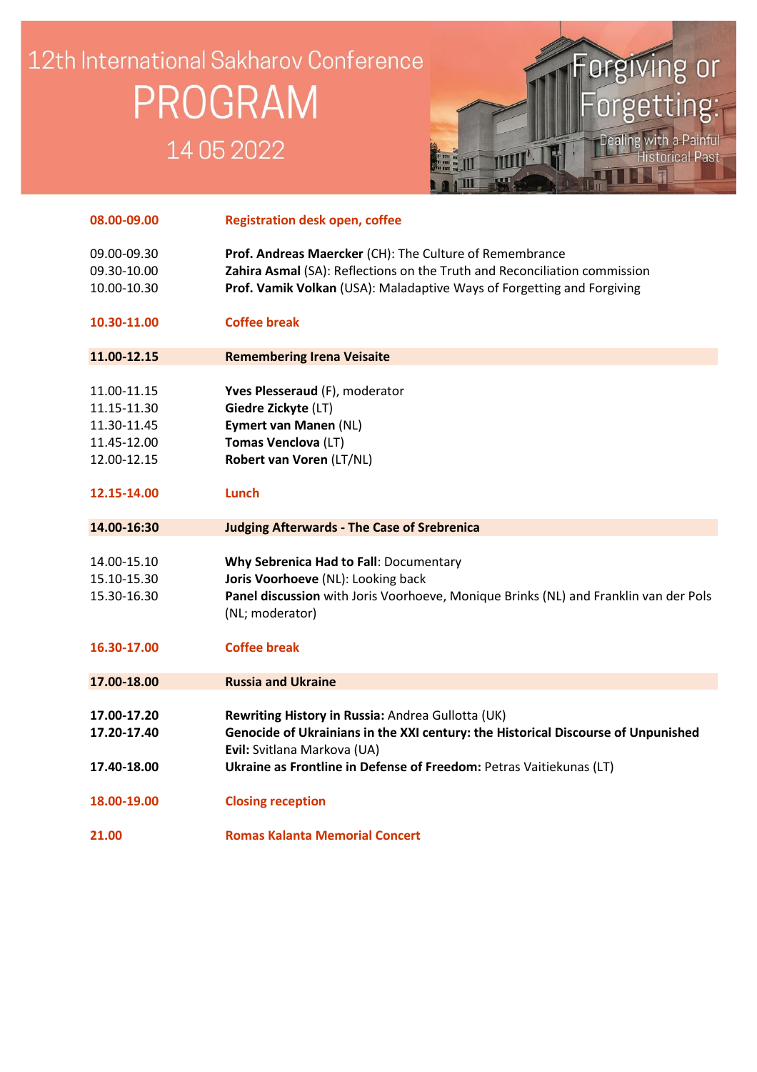# 12th International Sakharov Conference

# PROGRAM

14 05 2022

Forgiving or Forgetting:

Dealing with a Painful Historical Past

| | |
|---|---|
| **08.00-09.00** | **Registration desk open, coffee** |
| 09.00-09.30 | **Prof. Andreas Maercker** (CH): The Culture of Remembrance |
| 09.30-10.00 | **Zahira Asmal** (SA): Reflections on the Truth and Reconciliation commission |
| 10.00-10.30 | **Prof. Vamik Volkan** (USA): Maladaptive Ways of Forgetting and Forgiving |
| **10.30-11.00** | **Coffee break** |
| **11.00-12.15** | **Remembering Irena Veisaite** |
| 11.00-11.15 | **Yves Plesseraud** (F), moderator |
| 11.15-11.30 | **Giedre Zickyte** (LT) |
| 11.30-11.45 | **Eymert van Manen** (NL) |
| 11.45-12.00 | **Tomas Venclova** (LT) |
| 12.00-12.15 | **Robert van Voren** (LT/NL) |
| **12.15-14.00** | **Lunch** |
| **14.00-16:30** | **Judging Afterwards - The Case of Srebrenica** |
| 14.00-15.10 | **Why Sebrenica Had to Fall**: Documentary |
| 15.10-15.30 | **Joris Voorhoeve** (NL): Looking back |
| 15.30-16.30 | **Panel discussion** with Joris Voorhoeve, Monique Brinks (NL) and Franklin van der Pols (NL; moderator) |
| **16.30-17.00** | **Coffee break** |
| **17.00-18.00** | **Russia and Ukraine** |
| **17.00-17.20** | **Rewriting History in Russia:** Andrea Gullotta (UK) |
| **17.20-17.40** | **Genocide of Ukrainians in the XXI century: the Historical Discourse of Unpunished Evil:** Svitlana Markova (UA) |
| **17.40-18.00** | **Ukraine as Frontline in Defense of Freedom:** Petras Vaitiekunas (LT) |
| **18.00-19.00** | **Closing reception** |
| **21.00** | **Romas Kalanta Memorial Concert** |